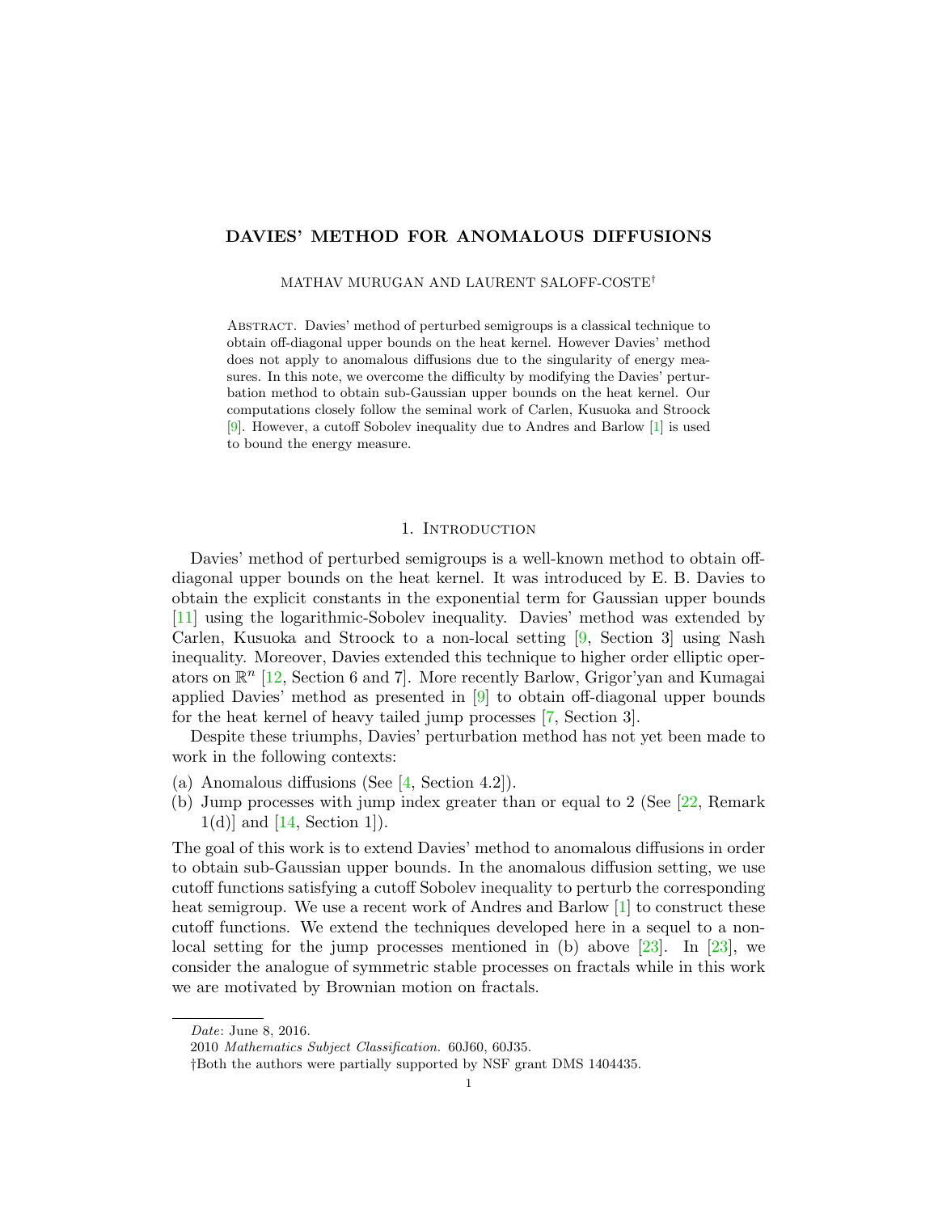# DAVIES' METHOD FOR ANOMALOUS DIFFUSIONS

MATHAV MURUGAN AND LAURENT SALOFF-COSTE†

Abstract. Davies' method of perturbed semigroups is a classical technique to obtain off-diagonal upper bounds on the heat kernel. However Davies' method does not apply to anomalous diffusions due to the singularity of energy measures. In this note, we overcome the difficulty by modifying the Davies' perturbation method to obtain sub-Gaussian upper bounds on the heat kernel. Our computations closely follow the seminal work of Carlen, Kusuoka and Stroock [9]. However, a cutoff Sobolev inequality due to Andres and Barlow [1] is used to bound the energy measure.

## 1. Introduction

Davies' method of perturbed semigroups is a well-known method to obtain off-diagonal upper bounds on the heat kernel. It was introduced by E. B. Davies to obtain the explicit constants in the exponential term for Gaussian upper bounds [11] using the logarithmic-Sobolev inequality. Davies' method was extended by Carlen, Kusuoka and Stroock to a non-local setting [9, Section 3] using Nash inequality. Moreover, Davies extended this technique to higher order elliptic operators on $\mathbb{R}^n$ [12, Section 6 and 7]. More recently Barlow, Grigor'yan and Kumagai applied Davies' method as presented in [9] to obtain off-diagonal upper bounds for the heat kernel of heavy tailed jump processes [7, Section 3].

Despite these triumphs, Davies' perturbation method has not yet been made to work in the following contexts:

(a) Anomalous diffusions (See [4, Section 4.2]).
(b) Jump processes with jump index greater than or equal to 2 (See [22, Remark 1(d)] and [14, Section 1]).

The goal of this work is to extend Davies' method to anomalous diffusions in order to obtain sub-Gaussian upper bounds. In the anomalous diffusion setting, we use cutoff functions satisfying a cutoff Sobolev inequality to perturb the corresponding heat semigroup. We use a recent work of Andres and Barlow [1] to construct these cutoff functions. We extend the techniques developed here in a sequel to a non-local setting for the jump processes mentioned in (b) above [23]. In [23], we consider the analogue of symmetric stable processes on fractals while in this work we are motivated by Brownian motion on fractals.

---

*Date*: June 8, 2016.

2010 *Mathematics Subject Classification.* 60J60, 60J35.

†Both the authors were partially supported by NSF grant DMS 1404435.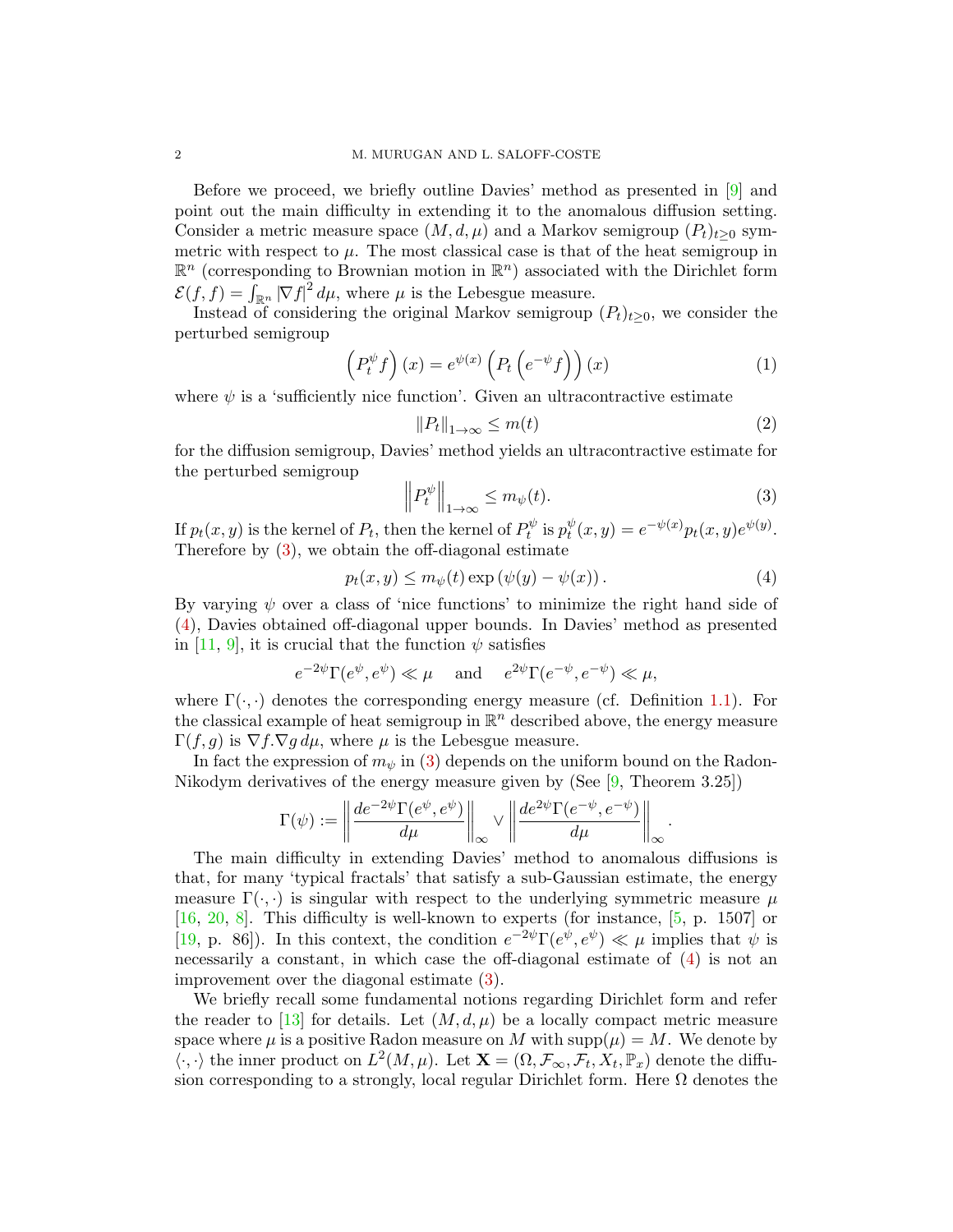Before we proceed, we briefly outline Davies' method as presented in [9] and point out the main difficulty in extending it to the anomalous diffusion setting. Consider a metric measure space $(M, d, \mu)$ and a Markov semigroup $(P_t)_{t\geq 0}$ symmetric with respect to $\mu$. The most classical case is that of the heat semigroup in $\mathbb{R}^n$ (corresponding to Brownian motion in $\mathbb{R}^n$) associated with the Dirichlet form $\mathcal{E}(f,f) = \int_{\mathbb{R}^n} |\nabla f|^2 \, d\mu$, where $\mu$ is the Lebesgue measure.

Instead of considering the original Markov semigroup $(P_t)_{t\geq 0}$, we consider the perturbed semigroup

$$\left(P_t^\psi f\right)(x) = e^{\psi(x)} \left(P_t \left(e^{-\psi} f\right)\right)(x) \tag{1}$$

where $\psi$ is a 'sufficiently nice function'. Given an ultracontractive estimate

$$\|P_t\|_{1\to\infty} \leq m(t) \tag{2}$$

for the diffusion semigroup, Davies' method yields an ultracontractive estimate for the perturbed semigroup

$$\left\|P_t^\psi\right\|_{1\to\infty} \leq m_\psi(t). \tag{3}$$

If $p_t(x,y)$ is the kernel of $P_t$, then the kernel of $P_t^\psi$ is $p_t^\psi(x,y) = e^{-\psi(x)} p_t(x,y) e^{\psi(y)}$. Therefore by (3), we obtain the off-diagonal estimate

$$p_t(x,y) \leq m_\psi(t) \exp\left(\psi(y) - \psi(x)\right). \tag{4}$$

By varying $\psi$ over a class of 'nice functions' to minimize the right hand side of (4), Davies obtained off-diagonal upper bounds. In Davies' method as presented in [11, 9], it is crucial that the function $\psi$ satisfies

$$e^{-2\psi}\Gamma(e^\psi, e^\psi) \ll \mu \quad \text{ and } \quad e^{2\psi}\Gamma(e^{-\psi}, e^{-\psi}) \ll \mu,$$

where $\Gamma(\cdot,\cdot)$ denotes the corresponding energy measure (cf. Definition 1.1). For the classical example of heat semigroup in $\mathbb{R}^n$ described above, the energy measure $\Gamma(f,g)$ is $\nabla f . \nabla g \, d\mu$, where $\mu$ is the Lebesgue measure.

In fact the expression of $m_\psi$ in (3) depends on the uniform bound on the Radon-Nikodym derivatives of the energy measure given by (See [9, Theorem 3.25])

$$\Gamma(\psi) := \left\| \frac{de^{-2\psi}\Gamma(e^\psi, e^\psi)}{d\mu} \right\|_\infty \vee \left\| \frac{de^{2\psi}\Gamma(e^{-\psi}, e^{-\psi})}{d\mu} \right\|_\infty.$$

The main difficulty in extending Davies' method to anomalous diffusions is that, for many 'typical fractals' that satisfy a sub-Gaussian estimate, the energy measure $\Gamma(\cdot,\cdot)$ is singular with respect to the underlying symmetric measure $\mu$ [16, 20, 8]. This difficulty is well-known to experts (for instance, [5, p. 1507] or [19, p. 86]). In this context, the condition $e^{-2\psi}\Gamma(e^\psi, e^\psi) \ll \mu$ implies that $\psi$ is necessarily a constant, in which case the off-diagonal estimate of (4) is not an improvement over the diagonal estimate (3).

We briefly recall some fundamental notions regarding Dirichlet form and refer the reader to [13] for details. Let $(M, d, \mu)$ be a locally compact metric measure space where $\mu$ is a positive Radon measure on $M$ with $\operatorname{supp}(\mu) = M$. We denote by $\langle \cdot, \cdot \rangle$ the inner product on $L^2(M, \mu)$. Let $\mathbf{X} = (\Omega, \mathcal{F}_\infty, \mathcal{F}_t, X_t, \mathbb{P}_x)$ denote the diffusion corresponding to a strongly, local regular Dirichlet form. Here $\Omega$ denotes the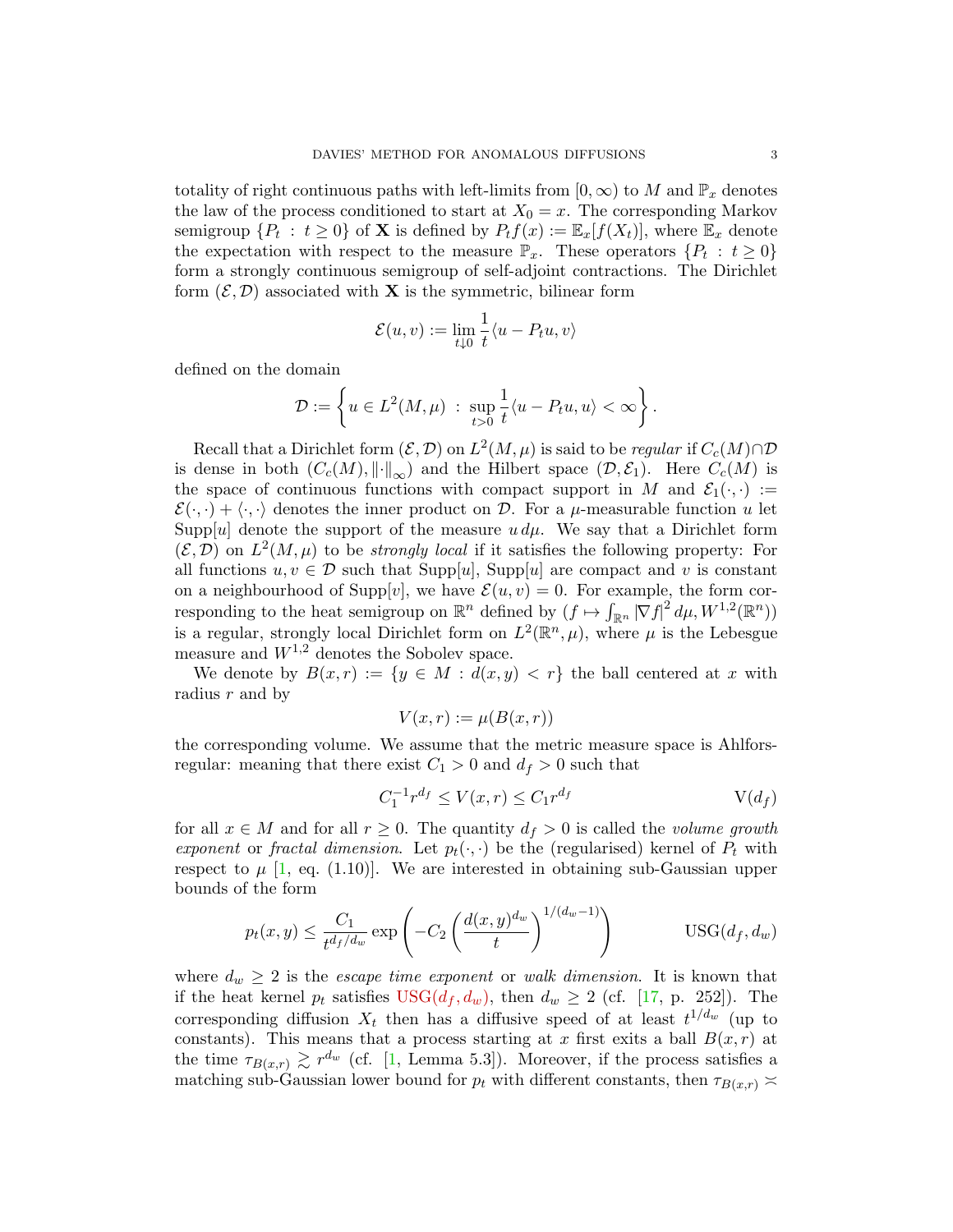totality of right continuous paths with left-limits from $[0, \infty)$ to $M$ and $\mathbb{P}_x$ denotes the law of the process conditioned to start at $X_0 = x$. The corresponding Markov semigroup $\{P_t : t \geq 0\}$ of $\mathbf{X}$ is defined by $P_t f(x) := \mathbb{E}_x[f(X_t)]$, where $\mathbb{E}_x$ denote the expectation with respect to the measure $\mathbb{P}_x$. These operators $\{P_t : t \geq 0\}$ form a strongly continuous semigroup of self-adjoint contractions. The Dirichlet form $(\mathcal{E}, \mathcal{D})$ associated with $\mathbf{X}$ is the symmetric, bilinear form

$$\mathcal{E}(u, v) := \lim_{t \downarrow 0} \frac{1}{t} \langle u - P_t u, v \rangle$$

defined on the domain

$$\mathcal{D} := \left\{ u \in L^2(M, \mu) \, : \, \sup_{t > 0} \frac{1}{t} \langle u - P_t u, u \rangle < \infty \right\}.$$

Recall that a Dirichlet form $(\mathcal{E}, \mathcal{D})$ on $L^2(M, \mu)$ is said to be *regular* if $C_c(M) \cap \mathcal{D}$ is dense in both $(C_c(M), \|\cdot\|_\infty)$ and the Hilbert space $(\mathcal{D}, \mathcal{E}_1)$. Here $C_c(M)$ is the space of continuous functions with compact support in $M$ and $\mathcal{E}_1(\cdot, \cdot) := \mathcal{E}(\cdot, \cdot) + \langle \cdot, \cdot \rangle$ denotes the inner product on $\mathcal{D}$. For a $\mu$-measurable function $u$ let $\mathrm{Supp}[u]$ denote the support of the measure $u \, d\mu$. We say that a Dirichlet form $(\mathcal{E}, \mathcal{D})$ on $L^2(M, \mu)$ to be *strongly local* if it satisfies the following property: For all functions $u, v \in \mathcal{D}$ such that $\mathrm{Supp}[u]$, $\mathrm{Supp}[u]$ are compact and $v$ is constant on a neighbourhood of $\mathrm{Supp}[v]$, we have $\mathcal{E}(u, v) = 0$. For example, the form corresponding to the heat semigroup on $\mathbb{R}^n$ defined by $(f \mapsto \int_{\mathbb{R}^n} |\nabla f|^2 \, d\mu, W^{1,2}(\mathbb{R}^n))$ is a regular, strongly local Dirichlet form on $L^2(\mathbb{R}^n, \mu)$, where $\mu$ is the Lebesgue measure and $W^{1,2}$ denotes the Sobolev space.

We denote by $B(x, r) := \{y \in M : d(x, y) < r\}$ the ball centered at $x$ with radius $r$ and by

$$V(x, r) := \mu(B(x, r))$$

the corresponding volume. We assume that the metric measure space is Ahlfors-regular: meaning that there exist $C_1 > 0$ and $d_f > 0$ such that

$$C_1^{-1} r^{d_f} \leq V(x, r) \leq C_1 r^{d_f} \qquad \mathrm{V}(d_f)$$

for all $x \in M$ and for all $r \geq 0$. The quantity $d_f > 0$ is called the *volume growth exponent* or *fractal dimension*. Let $p_t(\cdot, \cdot)$ be the (regularised) kernel of $P_t$ with respect to $\mu$ [1, eq. (1.10)]. We are interested in obtaining sub-Gaussian upper bounds of the form

$$p_t(x, y) \leq \frac{C_1}{t^{d_f/d_w}} \exp\left( -C_2 \left( \frac{d(x, y)^{d_w}}{t} \right)^{1/(d_w - 1)} \right) \qquad \mathrm{USG}(d_f, d_w)$$

where $d_w \geq 2$ is the *escape time exponent* or *walk dimension*. It is known that if the heat kernel $p_t$ satisfies $\mathrm{USG}(d_f, d_w)$, then $d_w \geq 2$ (cf. [17, p. 252]). The corresponding diffusion $X_t$ then has a diffusive speed of at least $t^{1/d_w}$ (up to constants). This means that a process starting at $x$ first exits a ball $B(x, r)$ at the time $\tau_{B(x,r)} \gtrsim r^{d_w}$ (cf. [1, Lemma 5.3]). Moreover, if the process satisfies a matching sub-Gaussian lower bound for $p_t$ with different constants, then $\tau_{B(x,r)} \asymp$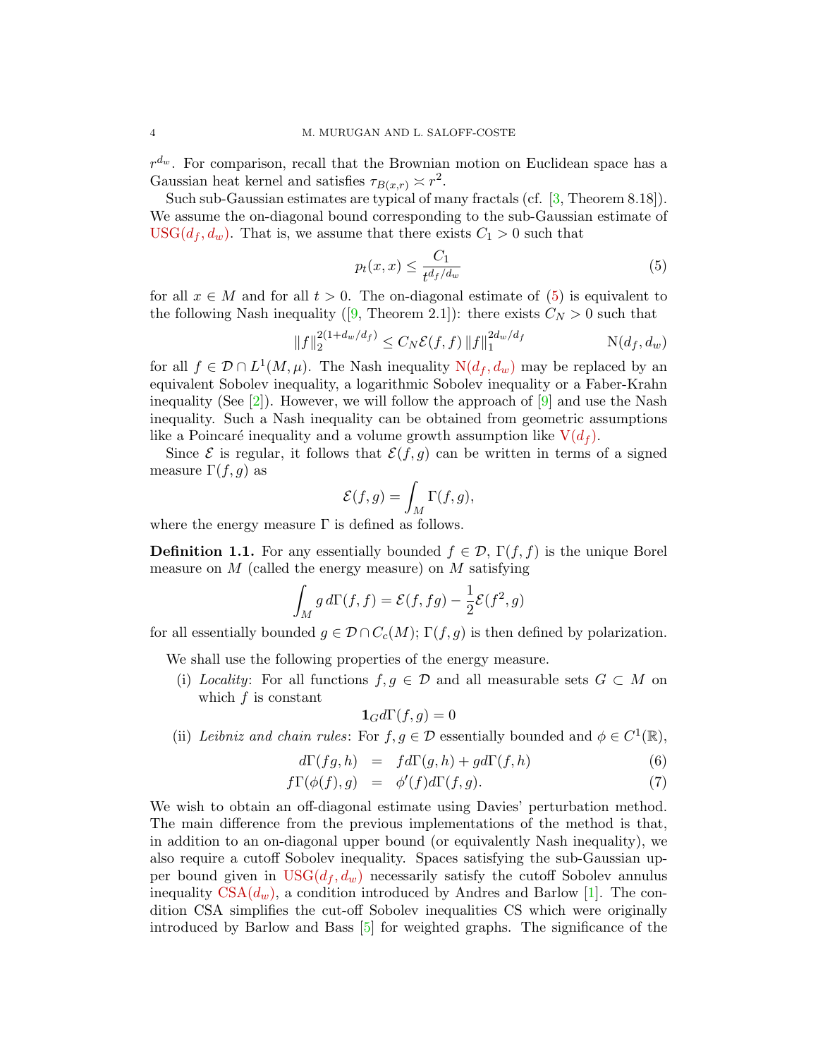$r^{d_w}$. For comparison, recall that the Brownian motion on Euclidean space has a Gaussian heat kernel and satisfies $\tau_{B(x,r)} \asymp r^2$.

Such sub-Gaussian estimates are typical of many fractals (cf. [3, Theorem 8.18]). We assume the on-diagonal bound corresponding to the sub-Gaussian estimate of USG($d_f, d_w$). That is, we assume that there exists $C_1 > 0$ such that

$$p_t(x,x) \le \frac{C_1}{t^{d_f/d_w}} \tag{5}$$

for all $x \in M$ and for all $t > 0$. The on-diagonal estimate of (5) is equivalent to the following Nash inequality ([9, Theorem 2.1]): there exists $C_N > 0$ such that

$$\|f\|_2^{2(1+d_w/d_f)} \le C_N \mathcal{E}(f,f) \|f\|_1^{2d_w/d_f} \tag{N($d_f, d_w$)}$$

for all $f \in \mathcal{D} \cap L^1(M,\mu)$. The Nash inequality N($d_f, d_w$) may be replaced by an equivalent Sobolev inequality, a logarithmic Sobolev inequality or a Faber-Krahn inequality (See [2]). However, we will follow the approach of [9] and use the Nash inequality. Such a Nash inequality can be obtained from geometric assumptions like a Poincaré inequality and a volume growth assumption like V($d_f$).

Since $\mathcal{E}$ is regular, it follows that $\mathcal{E}(f,g)$ can be written in terms of a signed measure $\Gamma(f,g)$ as

$$\mathcal{E}(f,g) = \int_M \Gamma(f,g),$$

where the energy measure $\Gamma$ is defined as follows.

**Definition 1.1.** For any essentially bounded $f \in \mathcal{D}$, $\Gamma(f,f)$ is the unique Borel measure on $M$ (called the energy measure) on $M$ satisfying

$$\int_M g \, d\Gamma(f,f) = \mathcal{E}(f,fg) - \frac{1}{2}\mathcal{E}(f^2,g)$$

for all essentially bounded $g \in \mathcal{D} \cap C_c(M)$; $\Gamma(f,g)$ is then defined by polarization.

We shall use the following properties of the energy measure.

(i) *Locality*: For all functions $f, g \in \mathcal{D}$ and all measurable sets $G \subset M$ on which $f$ is constant

$$\mathbf{1}_G d\Gamma(f,g) = 0$$

(ii) *Leibniz and chain rules*: For $f, g \in \mathcal{D}$ essentially bounded and $\phi \in C^1(\mathbb{R})$,

$$d\Gamma(fg,h) = f d\Gamma(g,h) + g d\Gamma(f,h) \tag{6}$$

$$f\Gamma(\phi(f),g) = \phi'(f) d\Gamma(f,g). \tag{7}$$

We wish to obtain an off-diagonal estimate using Davies' perturbation method. The main difference from the previous implementations of the method is that, in addition to an on-diagonal upper bound (or equivalently Nash inequality), we also require a cutoff Sobolev inequality. Spaces satisfying the sub-Gaussian upper bound given in USG($d_f, d_w$) necessarily satisfy the cutoff Sobolev annulus inequality CSA($d_w$), a condition introduced by Andres and Barlow [1]. The condition CSA simplifies the cut-off Sobolev inequalities CS which were originally introduced by Barlow and Bass [5] for weighted graphs. The significance of the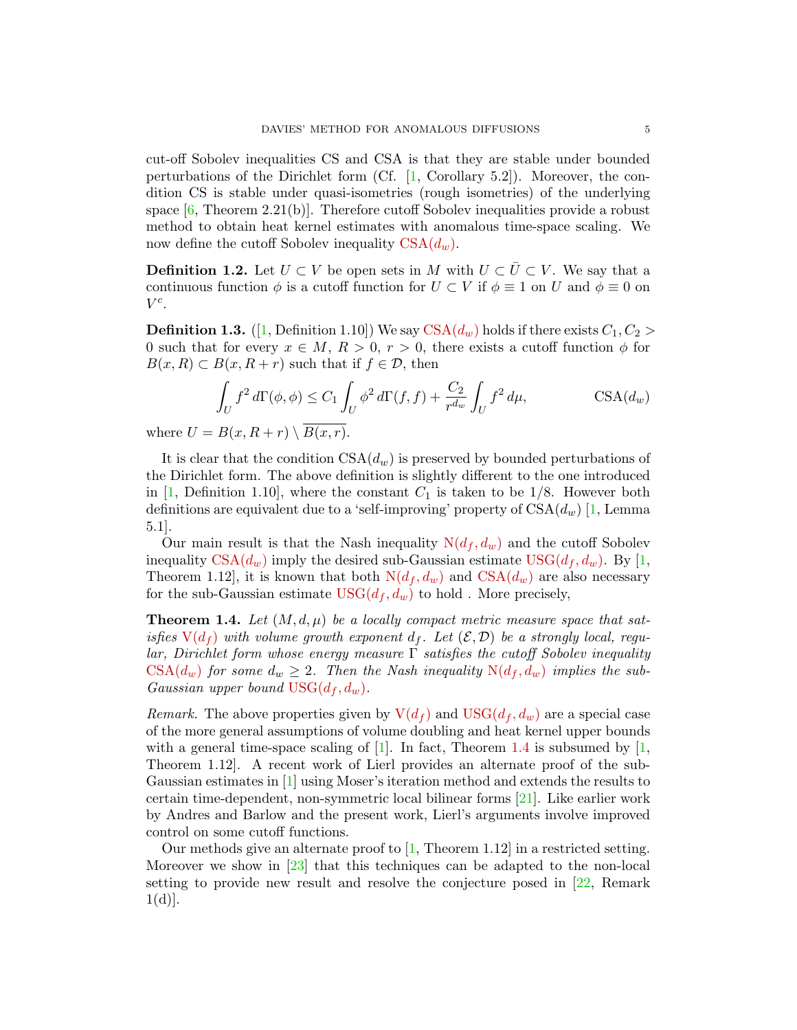cut-off Sobolev inequalities CS and CSA is that they are stable under bounded perturbations of the Dirichlet form (Cf. [1, Corollary 5.2]). Moreover, the condition CS is stable under quasi-isometries (rough isometries) of the underlying space [6, Theorem 2.21(b)]. Therefore cutoff Sobolev inequalities provide a robust method to obtain heat kernel estimates with anomalous time-space scaling. We now define the cutoff Sobolev inequality CSA($d_w$).

**Definition 1.2.** Let $U \subset V$ be open sets in $M$ with $U \subset \bar{U} \subset V$. We say that a continuous function $\phi$ is a cutoff function for $U \subset V$ if $\phi \equiv 1$ on $U$ and $\phi \equiv 0$ on $V^c$.

**Definition 1.3.** ([1, Definition 1.10]) We say CSA($d_w$) holds if there exists $C_1, C_2 > 0$ such that for every $x \in M$, $R > 0$, $r > 0$, there exists a cutoff function $\phi$ for $B(x,R) \subset B(x, R+r)$ such that if $f \in \mathcal{D}$, then

$$\int_U f^2 \, d\Gamma(\phi,\phi) \le C_1 \int_U \phi^2 \, d\Gamma(f,f) + \frac{C_2}{r^{d_w}} \int_U f^2 \, d\mu, \qquad \text{CSA}(d_w)$$

where $U = B(x, R+r) \setminus \overline{B(x,r)}$.

It is clear that the condition CSA($d_w$) is preserved by bounded perturbations of the Dirichlet form. The above definition is slightly different to the one introduced in [1, Definition 1.10], where the constant $C_1$ is taken to be 1/8. However both definitions are equivalent due to a 'self-improving' property of CSA($d_w$) [1, Lemma 5.1].

Our main result is that the Nash inequality N($d_f, d_w$) and the cutoff Sobolev inequality CSA($d_w$) imply the desired sub-Gaussian estimate USG($d_f, d_w$). By [1, Theorem 1.12], it is known that both N($d_f, d_w$) and CSA($d_w$) are also necessary for the sub-Gaussian estimate USG($d_f, d_w$) to hold . More precisely,

**Theorem 1.4.** *Let $(M, d, \mu)$ be a locally compact metric measure space that satisfies V($d_f$) with volume growth exponent $d_f$. Let $(\mathcal{E}, \mathcal{D})$ be a strongly local, regular, Dirichlet form whose energy measure $\Gamma$ satisfies the cutoff Sobolev inequality CSA($d_w$) for some $d_w \ge 2$. Then the Nash inequality N($d_f, d_w$) implies the sub-Gaussian upper bound USG($d_f, d_w$).*

*Remark.* The above properties given by V($d_f$) and USG($d_f, d_w$) are a special case of the more general assumptions of volume doubling and heat kernel upper bounds with a general time-space scaling of [1]. In fact, Theorem 1.4 is subsumed by [1, Theorem 1.12]. A recent work of Lierl provides an alternate proof of the sub-Gaussian estimates in [1] using Moser's iteration method and extends the results to certain time-dependent, non-symmetric local bilinear forms [21]. Like earlier work by Andres and Barlow and the present work, Lierl's arguments involve improved control on some cutoff functions.

Our methods give an alternate proof to [1, Theorem 1.12] in a restricted setting. Moreover we show in [23] that this techniques can be adapted to the non-local setting to provide new result and resolve the conjecture posed in [22, Remark 1(d)].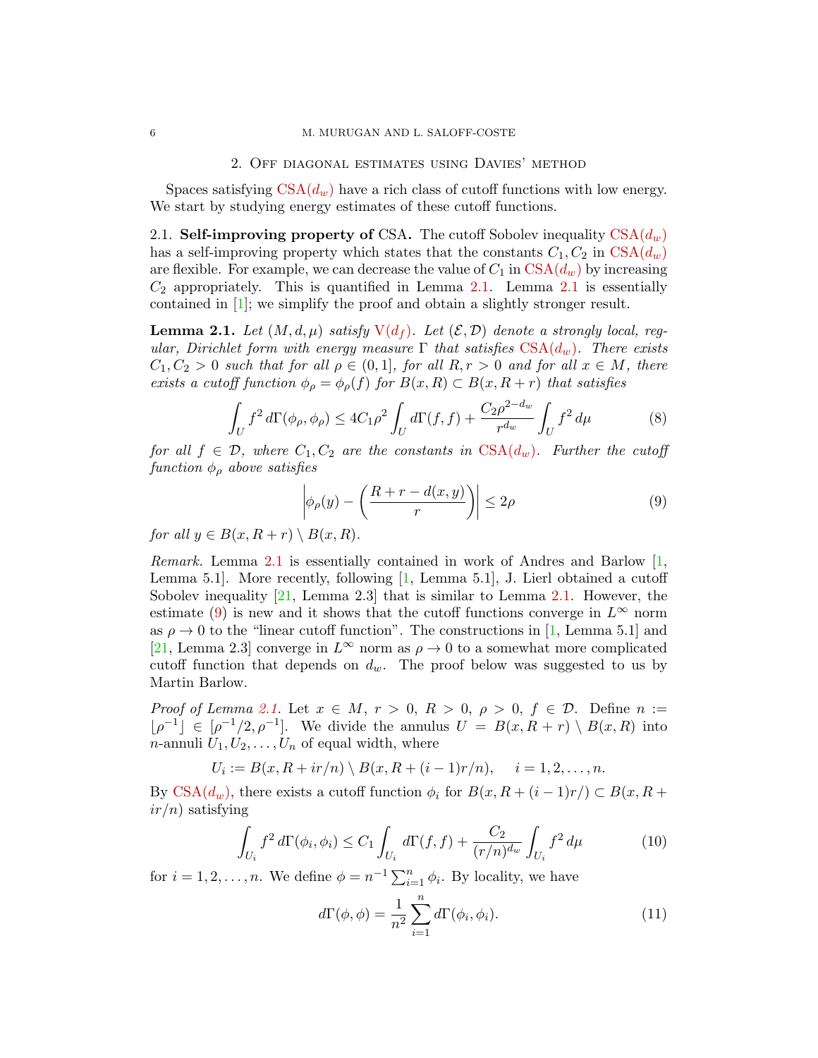## 2. Off diagonal estimates using Davies' method

Spaces satisfying CSA($d_w$) have a rich class of cutoff functions with low energy. We start by studying energy estimates of these cutoff functions.

2.1. **Self-improving property of** CSA**.** The cutoff Sobolev inequality CSA($d_w$) has a self-improving property which states that the constants $C_1, C_2$ in CSA($d_w$) are flexible. For example, we can decrease the value of $C_1$ in CSA($d_w$) by increasing $C_2$ appropriately. This is quantified in Lemma 2.1. Lemma 2.1 is essentially contained in [1]; we simplify the proof and obtain a slightly stronger result.

**Lemma 2.1.** *Let $(M, d, \mu)$ satisfy V($d_f$). Let $(\mathcal{E}, \mathcal{D})$ denote a strongly local, regular, Dirichlet form with energy measure $\Gamma$ that satisfies CSA($d_w$). There exists $C_1, C_2 > 0$ such that for all $\rho \in (0, 1]$, for all $R, r > 0$ and for all $x \in M$, there exists a cutoff function $\phi_\rho = \phi_\rho(f)$ for $B(x, R) \subset B(x, R + r)$ that satisfies*

$$\int_U f^2\, d\Gamma(\phi_\rho, \phi_\rho) \le 4C_1\rho^2 \int_U d\Gamma(f, f) + \frac{C_2 \rho^{2-d_w}}{r^{d_w}} \int_U f^2\, d\mu \tag{8}$$

*for all $f \in \mathcal{D}$, where $C_1, C_2$ are the constants in CSA($d_w$). Further the cutoff function $\phi_\rho$ above satisfies*

$$\left| \phi_\rho(y) - \left( \frac{R + r - d(x, y)}{r} \right) \right| \le 2\rho \tag{9}$$

*for all $y \in B(x, R + r) \setminus B(x, R)$.*

*Remark.* Lemma 2.1 is essentially contained in work of Andres and Barlow [1, Lemma 5.1]. More recently, following [1, Lemma 5.1], J. Lierl obtained a cutoff Sobolev inequality [21, Lemma 2.3] that is similar to Lemma 2.1. However, the estimate (9) is new and it shows that the cutoff functions converge in $L^\infty$ norm as $\rho \to 0$ to the "linear cutoff function". The constructions in [1, Lemma 5.1] and [21, Lemma 2.3] converge in $L^\infty$ norm as $\rho \to 0$ to a somewhat more complicated cutoff function that depends on $d_w$. The proof below was suggested to us by Martin Barlow.

*Proof of Lemma 2.1.* Let $x \in M$, $r > 0$, $R > 0$, $\rho > 0$, $f \in \mathcal{D}$. Define $n := \lfloor \rho^{-1} \rfloor \in [\rho^{-1}/2, \rho^{-1}]$. We divide the annulus $U = B(x, R + r) \setminus B(x, R)$ into $n$-annuli $U_1, U_2, \ldots, U_n$ of equal width, where

$$U_i := B(x, R + ir/n) \setminus B(x, R + (i-1)r/n), \quad i = 1, 2, \ldots, n.$$

By CSA($d_w$), there exists a cutoff function $\phi_i$ for $B(x, R + (i-1)r/) \subset B(x, R + ir/n)$ satisfying

$$\int_{U_i} f^2\, d\Gamma(\phi_i, \phi_i) \le C_1 \int_{U_i} d\Gamma(f, f) + \frac{C_2}{(r/n)^{d_w}} \int_{U_i} f^2\, d\mu \tag{10}$$

for $i = 1, 2, \ldots, n$. We define $\phi = n^{-1} \sum_{i=1}^n \phi_i$. By locality, we have

$$d\Gamma(\phi, \phi) = \frac{1}{n^2} \sum_{i=1}^n d\Gamma(\phi_i, \phi_i). \tag{11}$$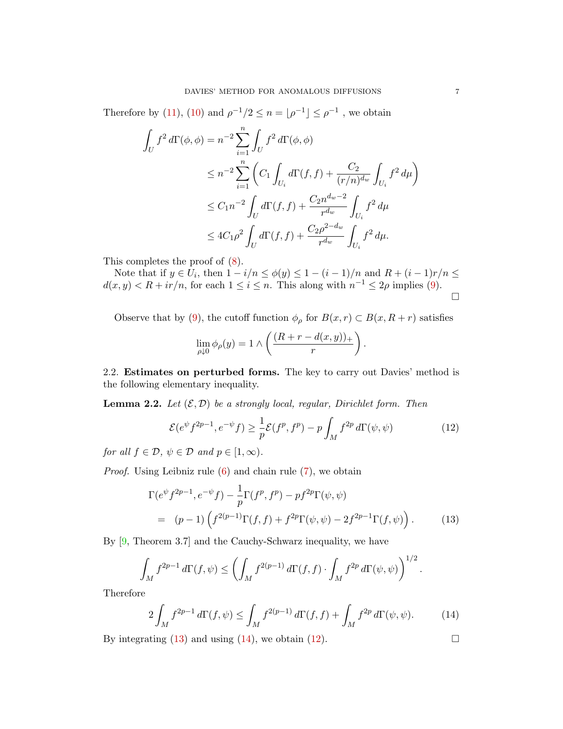Therefore by (11), (10) and $\rho^{-1}/2 \le n = \lfloor \rho^{-1} \rfloor \le \rho^{-1}$ , we obtain

$$
\begin{aligned}
\int_U f^2 \, d\Gamma(\phi,\phi) &= n^{-2} \sum_{i=1}^n \int_U f^2 \, d\Gamma(\phi,\phi) \\
&\le n^{-2} \sum_{i=1}^n \left( C_1 \int_{U_i} d\Gamma(f,f) + \frac{C_2}{(r/n)^{d_w}} \int_{U_i} f^2 \, d\mu \right) \\
&\le C_1 n^{-2} \int_U d\Gamma(f,f) + \frac{C_2 n^{d_w - 2}}{r^{d_w}} \int_{U_i} f^2 \, d\mu \\
&\le 4 C_1 \rho^2 \int_U d\Gamma(f,f) + \frac{C_2 \rho^{2-d_w}}{r^{d_w}} \int_{U_i} f^2 \, d\mu.
\end{aligned}
$$

This completes the proof of (8).

Note that if $y \in U_i$, then $1 - i/n \le \phi(y) \le 1 - (i-1)/n$ and $R + (i-1)r/n \le d(x,y) < R + ir/n$, for each $1 \le i \le n$. This along with $n^{-1} \le 2\rho$ implies (9). □

Observe that by (9), the cutoff function $\phi_\rho$ for $B(x,r) \subset B(x, R+r)$ satisfies

$$
\lim_{\rho \downarrow 0} \phi_\rho(y) = 1 \wedge \left( \frac{(R + r - d(x,y))_+}{r} \right).
$$

## 2.2. Estimates on perturbed forms.

**2.2. Estimates on perturbed forms.** The key to carry out Davies' method is the following elementary inequality.

**Lemma 2.2.** *Let $(\mathcal{E}, \mathcal{D})$ be a strongly local, regular, Dirichlet form. Then*

$$
\mathcal{E}(e^{\psi} f^{2p-1}, e^{-\psi} f) \ge \frac{1}{p} \mathcal{E}(f^p, f^p) - p \int_M f^{2p} \, d\Gamma(\psi,\psi) \tag{12}
$$

*for all $f \in \mathcal{D}$, $\psi \in \mathcal{D}$ and $p \in [1, \infty)$.*

*Proof.* Using Leibniz rule (6) and chain rule (7), we obtain

$$
\begin{aligned}
&\Gamma(e^{\psi} f^{2p-1}, e^{-\psi} f) - \frac{1}{p} \Gamma(f^p, f^p) - p f^{2p} \Gamma(\psi,\psi) \\
&= \ (p-1) \left( f^{2(p-1)} \Gamma(f,f) + f^{2p} \Gamma(\psi,\psi) - 2 f^{2p-1} \Gamma(f,\psi) \right).
\end{aligned} \tag{13}
$$

By [9, Theorem 3.7] and the Cauchy-Schwarz inequality, we have

$$
\int_M f^{2p-1} \, d\Gamma(f,\psi) \le \left( \int_M f^{2(p-1)} \, d\Gamma(f,f) \cdot \int_M f^{2p} \, d\Gamma(\psi,\psi) \right)^{1/2}.
$$

Therefore

$$
2 \int_M f^{2p-1} \, d\Gamma(f,\psi) \le \int_M f^{2(p-1)} \, d\Gamma(f,f) + \int_M f^{2p} \, d\Gamma(\psi,\psi). \tag{14}
$$

By integrating (13) and using (14), we obtain (12). □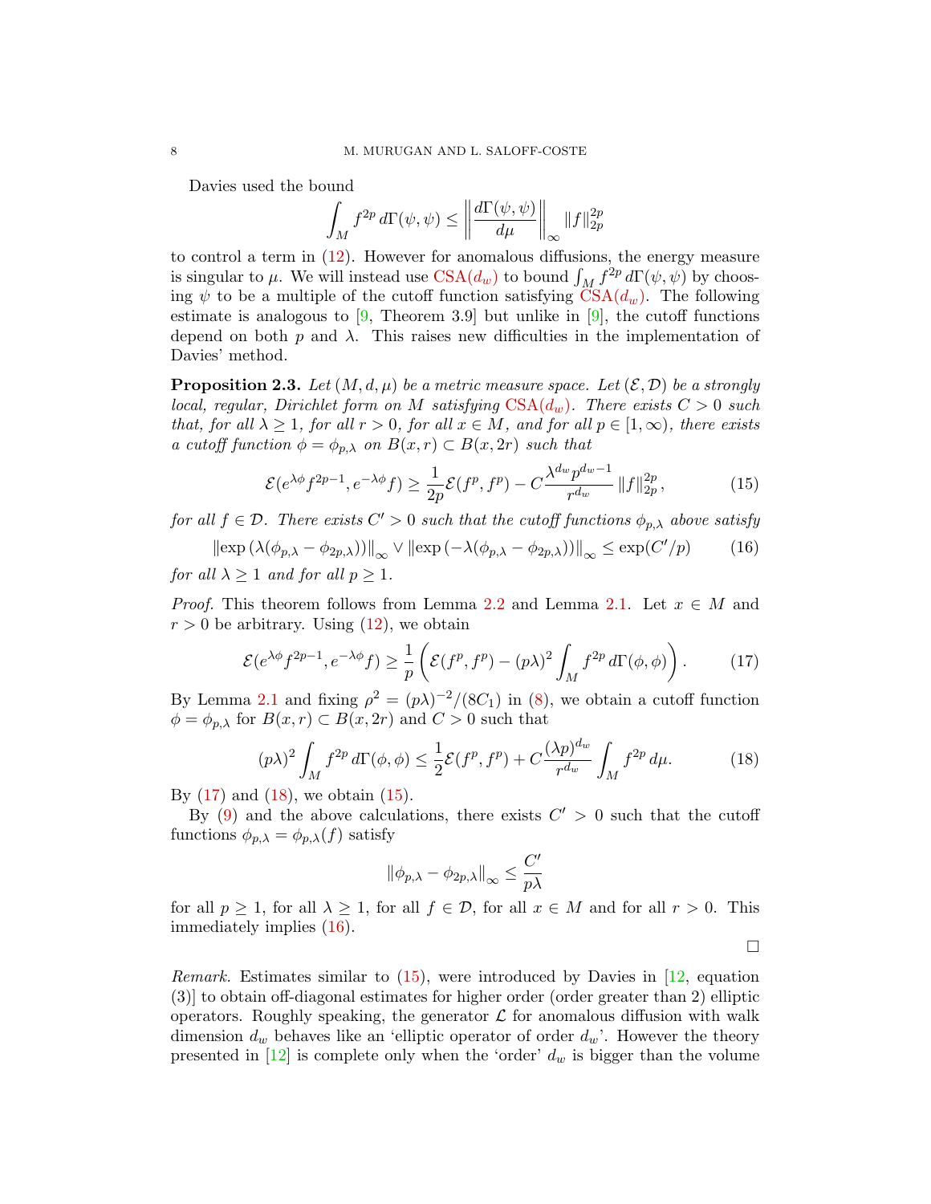Davies used the bound

$$\int_M f^{2p}\, d\Gamma(\psi,\psi) \le \left\| \frac{d\Gamma(\psi,\psi)}{d\mu} \right\|_\infty \|f\|_{2p}^{2p}$$

to control a term in (12). However for anomalous diffusions, the energy measure is singular to $\mu$. We will instead use CSA($d_w$) to bound $\int_M f^{2p}\, d\Gamma(\psi,\psi)$ by choosing $\psi$ to be a multiple of the cutoff function satisfying CSA($d_w$). The following estimate is analogous to [9, Theorem 3.9] but unlike in [9], the cutoff functions depend on both $p$ and $\lambda$. This raises new difficulties in the implementation of Davies' method.

**Proposition 2.3.** *Let $(M, d, \mu)$ be a metric measure space. Let $(\mathcal{E}, \mathcal{D})$ be a strongly local, regular, Dirichlet form on $M$ satisfying CSA($d_w$). There exists $C > 0$ such that, for all $\lambda \ge 1$, for all $r > 0$, for all $x \in M$, and for all $p \in [1,\infty)$, there exists a cutoff function $\phi = \phi_{p,\lambda}$ on $B(x,r) \subset B(x,2r)$ such that*

$$\mathcal{E}(e^{\lambda\phi} f^{2p-1}, e^{-\lambda\phi} f) \ge \frac{1}{2p}\mathcal{E}(f^p, f^p) - C\frac{\lambda^{d_w} p^{d_w-1}}{r^{d_w}} \|f\|_{2p}^{2p}, \tag{15}$$

*for all $f \in \mathcal{D}$. There exists $C' > 0$ such that the cutoff functions $\phi_{p,\lambda}$ above satisfy*

$$\left\|\exp\left(\lambda(\phi_{p,\lambda} - \phi_{2p,\lambda})\right)\right\|_\infty \vee \left\|\exp\left(-\lambda(\phi_{p,\lambda} - \phi_{2p,\lambda})\right)\right\|_\infty \le \exp(C'/p) \tag{16}$$

*for all $\lambda \ge 1$ and for all $p \ge 1$.*

*Proof.* This theorem follows from Lemma 2.2 and Lemma 2.1. Let $x \in M$ and $r > 0$ be arbitrary. Using (12), we obtain

$$\mathcal{E}(e^{\lambda\phi} f^{2p-1}, e^{-\lambda\phi} f) \ge \frac{1}{p}\left( \mathcal{E}(f^p, f^p) - (p\lambda)^2 \int_M f^{2p}\, d\Gamma(\phi,\phi) \right). \tag{17}$$

By Lemma 2.1 and fixing $\rho^2 = (p\lambda)^{-2}/(8C_1)$ in (8), we obtain a cutoff function $\phi = \phi_{p,\lambda}$ for $B(x,r) \subset B(x,2r)$ and $C > 0$ such that

$$(p\lambda)^2 \int_M f^{2p}\, d\Gamma(\phi,\phi) \le \frac{1}{2}\mathcal{E}(f^p, f^p) + C\frac{(\lambda p)^{d_w}}{r^{d_w}} \int_M f^{2p}\, d\mu. \tag{18}$$

By (17) and (18), we obtain (15).

By (9) and the above calculations, there exists $C' > 0$ such that the cutoff functions $\phi_{p,\lambda} = \phi_{p,\lambda}(f)$ satisfy

$$\|\phi_{p,\lambda} - \phi_{2p,\lambda}\|_\infty \le \frac{C'}{p\lambda}$$

for all $p \ge 1$, for all $\lambda \ge 1$, for all $f \in \mathcal{D}$, for all $x \in M$ and for all $r > 0$. This immediately implies (16).

□

*Remark.* Estimates similar to (15), were introduced by Davies in [12, equation (3)] to obtain off-diagonal estimates for higher order (order greater than 2) elliptic operators. Roughly speaking, the generator $\mathcal{L}$ for anomalous diffusion with walk dimension $d_w$ behaves like an 'elliptic operator of order $d_w$'. However the theory presented in [12] is complete only when the 'order' $d_w$ is bigger than the volume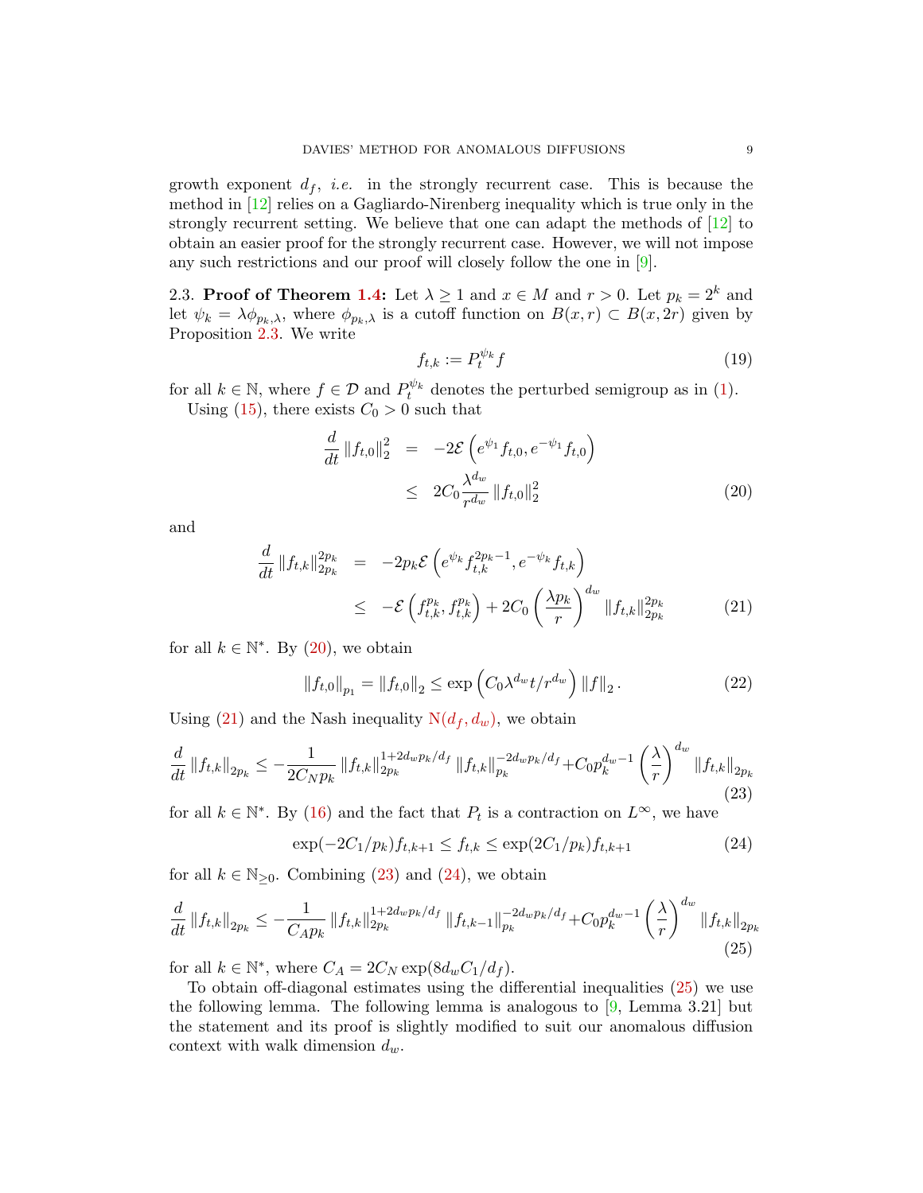growth exponent $d_f$, *i.e.* in the strongly recurrent case. This is because the method in [12] relies on a Gagliardo-Nirenberg inequality which is true only in the strongly recurrent setting. We believe that one can adapt the methods of [12] to obtain an easier proof for the strongly recurrent case. However, we will not impose any such restrictions and our proof will closely follow the one in [9].

2.3. **Proof of Theorem 1.4:** Let $\lambda \geq 1$ and $x \in M$ and $r > 0$. Let $p_k = 2^k$ and let $\psi_k = \lambda \phi_{p_k,\lambda}$, where $\phi_{p_k,\lambda}$ is a cutoff function on $B(x,r) \subset B(x,2r)$ given by Proposition 2.3. We write

$$f_{t,k} := P_t^{\psi_k} f \tag{19}$$

for all $k \in \mathbb{N}$, where $f \in \mathcal{D}$ and $P_t^{\psi_k}$ denotes the perturbed semigroup as in (1).

Using (15), there exists $C_0 > 0$ such that

$$\begin{aligned} \frac{d}{dt} \|f_{t,0}\|_2^2 &= -2\mathcal{E}\left(e^{\psi_1} f_{t,0}, e^{-\psi_1} f_{t,0}\right) \\ &\leq 2C_0 \frac{\lambda^{d_w}}{r^{d_w}} \|f_{t,0}\|_2^2 \end{aligned} \tag{20}$$

and

$$\begin{aligned} \frac{d}{dt} \|f_{t,k}\|_{2p_k}^{2p_k} &= -2p_k \mathcal{E}\left(e^{\psi_k} f_{t,k}^{2p_k-1}, e^{-\psi_k} f_{t,k}\right) \\ &\leq -\mathcal{E}\left(f_{t,k}^{p_k}, f_{t,k}^{p_k}\right) + 2C_0 \left(\frac{\lambda p_k}{r}\right)^{d_w} \|f_{t,k}\|_{2p_k}^{2p_k} \end{aligned} \tag{21}$$

for all $k \in \mathbb{N}^*$. By (20), we obtain

$$\|f_{t,0}\|_{p_1} = \|f_{t,0}\|_2 \leq \exp\left(C_0 \lambda^{d_w} t / r^{d_w}\right) \|f\|_2. \tag{22}$$

Using (21) and the Nash inequality $N(d_f, d_w)$, we obtain

$$\frac{d}{dt} \|f_{t,k}\|_{2p_k} \leq -\frac{1}{2C_N p_k} \|f_{t,k}\|_{2p_k}^{1+2d_w p_k/d_f} \|f_{t,k}\|_{p_k}^{-2d_w p_k/d_f} + C_0 p_k^{d_w-1} \left(\frac{\lambda}{r}\right)^{d_w} \|f_{t,k}\|_{2p_k} \tag{23}$$

for all $k \in \mathbb{N}^*$. By (16) and the fact that $P_t$ is a contraction on $L^\infty$, we have

$$\exp(-2C_1/p_k) f_{t,k+1} \leq f_{t,k} \leq \exp(2C_1/p_k) f_{t,k+1} \tag{24}$$

for all $k \in \mathbb{N}_{\geq 0}$. Combining (23) and (24), we obtain

$$\frac{d}{dt} \|f_{t,k}\|_{2p_k} \leq -\frac{1}{C_A p_k} \|f_{t,k}\|_{2p_k}^{1+2d_w p_k/d_f} \|f_{t,k-1}\|_{p_k}^{-2d_w p_k/d_f} + C_0 p_k^{d_w-1} \left(\frac{\lambda}{r}\right)^{d_w} \|f_{t,k}\|_{2p_k} \tag{25}$$

for all $k \in \mathbb{N}^*$, where $C_A = 2C_N \exp(8 d_w C_1/d_f)$.

To obtain off-diagonal estimates using the differential inequalities (25) we use the following lemma. The following lemma is analogous to [9, Lemma 3.21] but the statement and its proof is slightly modified to suit our anomalous diffusion context with walk dimension $d_w$.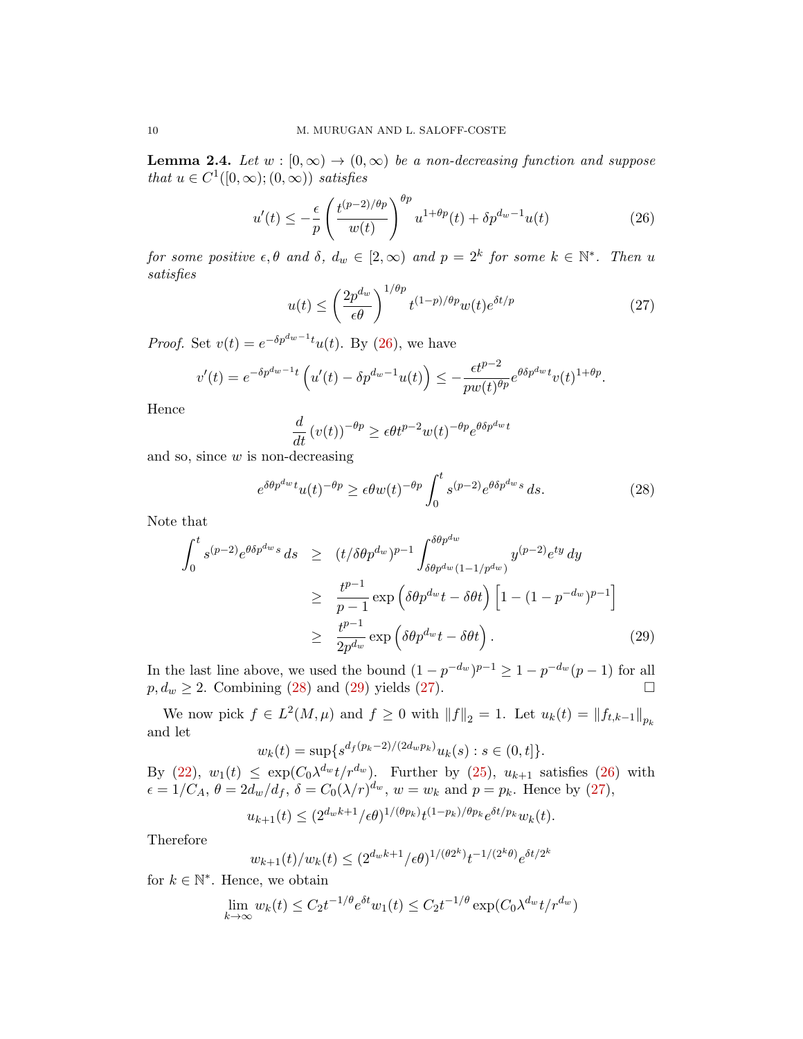**Lemma 2.4.** *Let $w : [0,\infty) \to (0,\infty)$ be a non-decreasing function and suppose that $u \in C^1([0,\infty);(0,\infty))$ satisfies*

$$u'(t) \le -\frac{\epsilon}{p}\left(\frac{t^{(p-2)/\theta p}}{w(t)}\right)^{\theta p} u^{1+\theta p}(t) + \delta p^{d_w-1} u(t) \tag{26}$$

*for some positive $\epsilon, \theta$ and $\delta$, $d_w \in [2,\infty)$ and $p = 2^k$ for some $k \in \mathbb{N}^*$. Then $u$ satisfies*

$$u(t) \le \left(\frac{2p^{d_w}}{\epsilon\theta}\right)^{1/\theta p} t^{(1-p)/\theta p} w(t) e^{\delta t/p} \tag{27}$$

*Proof.* Set $v(t) = e^{-\delta p^{d_w-1}t}u(t)$. By (26), we have

$$v'(t) = e^{-\delta p^{d_w-1}t}\left(u'(t) - \delta p^{d_w-1}u(t)\right) \le -\frac{\epsilon t^{p-2}}{p w(t)^{\theta p}} e^{\theta\delta p^{d_w}t} v(t)^{1+\theta p}.$$

Hence

$$\frac{d}{dt}\left(v(t)\right)^{-\theta p} \ge \epsilon\theta t^{p-2} w(t)^{-\theta p} e^{\theta\delta p^{d_w}t}$$

and so, since $w$ is non-decreasing

$$e^{\delta\theta p^{d_w}t}u(t)^{-\theta p} \ge \epsilon\theta w(t)^{-\theta p}\int_0^t s^{(p-2)}e^{\theta\delta p^{d_w}s}\,ds. \tag{28}$$

Note that

$$\begin{aligned}
\int_0^t s^{(p-2)}e^{\theta\delta p^{d_w}s}\,ds &\ge (t/\delta\theta p^{d_w})^{p-1}\int_{\delta\theta p^{d_w}(1-1/p^{d_w})}^{\delta\theta p^{d_w}} y^{(p-2)}e^{ty}\,dy \\
&\ge \frac{t^{p-1}}{p-1}\exp\left(\delta\theta p^{d_w}t - \delta\theta t\right)\left[1-(1-p^{-d_w})^{p-1}\right] \\
&\ge \frac{t^{p-1}}{2p^{d_w}}\exp\left(\delta\theta p^{d_w}t - \delta\theta t\right). \qquad (29)
\end{aligned}$$

In the last line above, we used the bound $(1-p^{-d_w})^{p-1} \ge 1 - p^{-d_w}(p-1)$ for all $p, d_w \ge 2$. Combining (28) and (29) yields (27). $\square$

We now pick $f \in L^2(M,\mu)$ and $f \ge 0$ with $\|f\|_2 = 1$. Let $u_k(t) = \|f_{t,k-1}\|_{p_k}$ and let

$$w_k(t) = \sup\{s^{d_f(p_k-2)/(2d_w p_k)}u_k(s) : s \in (0,t]\}.$$

By (22), $w_1(t) \le \exp(C_0\lambda^{d_w}t/r^{d_w})$. Further by (25), $u_{k+1}$ satisfies (26) with $\epsilon = 1/C_A$, $\theta = 2d_w/d_f$, $\delta = C_0(\lambda/r)^{d_w}$, $w = w_k$ and $p = p_k$. Hence by (27),

$$u_{k+1}(t) \le (2^{d_w k+1}/\epsilon\theta)^{1/(\theta p_k)} t^{(1-p_k)/\theta p_k} e^{\delta t/p_k} w_k(t).$$

Therefore

$$w_{k+1}(t)/w_k(t) \le (2^{d_w k+1}/\epsilon\theta)^{1/(\theta 2^k)} t^{-1/(2^k\theta)} e^{\delta t/2^k}$$

for $k \in \mathbb{N}^*$. Hence, we obtain

$$\lim_{k\to\infty} w_k(t) \le C_2 t^{-1/\theta}e^{\delta t}w_1(t) \le C_2 t^{-1/\theta}\exp(C_0\lambda^{d_w}t/r^{d_w})$$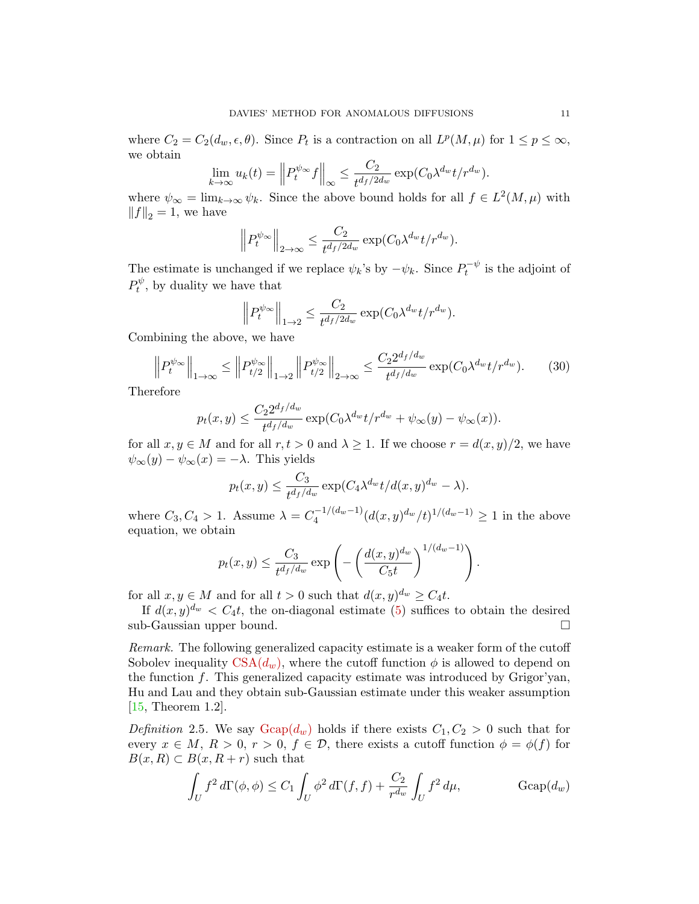where $C_2 = C_2(d_w, \epsilon, \theta)$. Since $P_t$ is a contraction on all $L^p(M,\mu)$ for $1 \le p \le \infty$, we obtain

$$\lim_{k\to\infty} u_k(t) = \left\| P_t^{\psi_\infty} f \right\|_\infty \le \frac{C_2}{t^{d_f/2d_w}} \exp(C_0 \lambda^{d_w} t / r^{d_w}).$$

where $\psi_\infty = \lim_{k\to\infty} \psi_k$. Since the above bound holds for all $f \in L^2(M,\mu)$ with $\|f\|_2 = 1$, we have

$$\left\| P_t^{\psi_\infty} \right\|_{2\to\infty} \le \frac{C_2}{t^{d_f/2d_w}} \exp(C_0 \lambda^{d_w} t / r^{d_w}).$$

The estimate is unchanged if we replace $\psi_k$'s by $-\psi_k$. Since $P_t^{-\psi}$ is the adjoint of $P_t^{\psi}$, by duality we have that

$$\left\| P_t^{\psi_\infty} \right\|_{1\to 2} \le \frac{C_2}{t^{d_f/2d_w}} \exp(C_0 \lambda^{d_w} t / r^{d_w}).$$

Combining the above, we have

$$\left\| P_t^{\psi_\infty} \right\|_{1\to\infty} \le \left\| P_{t/2}^{\psi_\infty} \right\|_{1\to 2} \left\| P_{t/2}^{\psi_\infty} \right\|_{2\to\infty} \le \frac{C_2 2^{d_f/d_w}}{t^{d_f/d_w}} \exp(C_0 \lambda^{d_w} t / r^{d_w}). \tag{30}$$

Therefore

$$p_t(x,y) \le \frac{C_2 2^{d_f/d_w}}{t^{d_f/d_w}} \exp(C_0 \lambda^{d_w} t / r^{d_w} + \psi_\infty(y) - \psi_\infty(x)).$$

for all $x, y \in M$ and for all $r, t > 0$ and $\lambda \ge 1$. If we choose $r = d(x,y)/2$, we have $\psi_\infty(y) - \psi_\infty(x) = -\lambda$. This yields

$$p_t(x,y) \le \frac{C_3}{t^{d_f/d_w}} \exp(C_4 \lambda^{d_w} t / d(x,y)^{d_w} - \lambda).$$

where $C_3, C_4 > 1$. Assume $\lambda = C_4^{-1/(d_w-1)} (d(x,y)^{d_w}/t)^{1/(d_w-1)} \ge 1$ in the above equation, we obtain

$$p_t(x,y) \le \frac{C_3}{t^{d_f/d_w}} \exp\left( -\left( \frac{d(x,y)^{d_w}}{C_5 t} \right)^{1/(d_w-1)} \right).$$

for all $x, y \in M$ and for all $t > 0$ such that $d(x,y)^{d_w} \ge C_4 t$.

If $d(x,y)^{d_w} < C_4 t$, the on-diagonal estimate (5) suffices to obtain the desired sub-Gaussian upper bound. □

*Remark.* The following generalized capacity estimate is a weaker form of the cutoff Sobolev inequality CSA($d_w$), where the cutoff function $\phi$ is allowed to depend on the function $f$. This generalized capacity estimate was introduced by Grigor'yan, Hu and Lau and they obtain sub-Gaussian estimate under this weaker assumption [15, Theorem 1.2].

*Definition* 2.5. We say Gcap($d_w$) holds if there exists $C_1, C_2 > 0$ such that for every $x \in M$, $R > 0$, $r > 0$, $f \in \mathcal{D}$, there exists a cutoff function $\phi = \phi(f)$ for $B(x,R) \subset B(x, R+r)$ such that

$$\int_U f^2 \, d\Gamma(\phi,\phi) \le C_1 \int_U \phi^2 \, d\Gamma(f,f) + \frac{C_2}{r^{d_w}} \int_U f^2 \, d\mu, \tag{Gcap($d_w$)}$$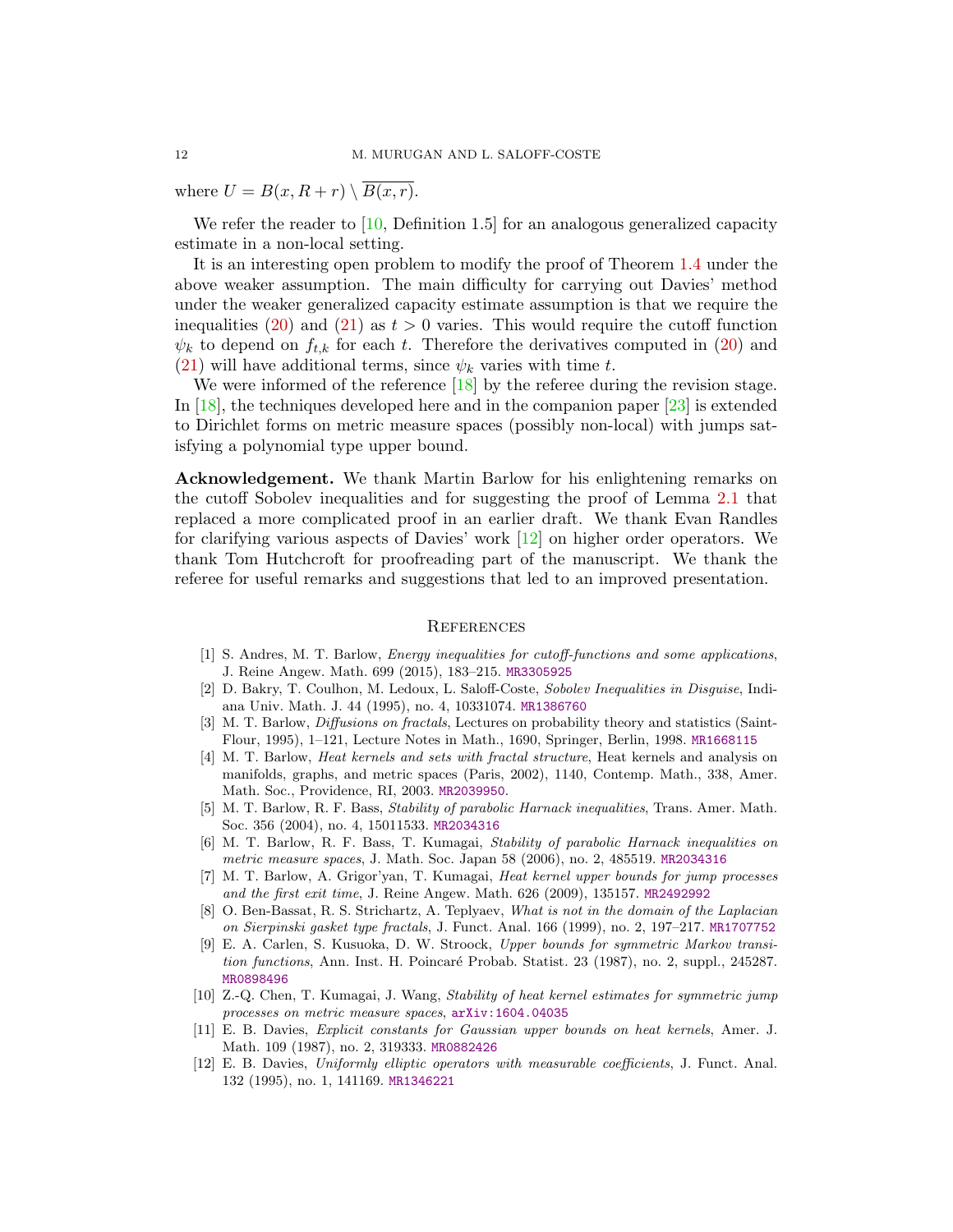where $U = B(x, R+r) \setminus \overline{B(x,r)}$.

We refer the reader to [10, Definition 1.5] for an analogous generalized capacity estimate in a non-local setting.

It is an interesting open problem to modify the proof of Theorem 1.4 under the above weaker assumption. The main difficulty for carrying out Davies' method under the weaker generalized capacity estimate assumption is that we require the inequalities (20) and (21) as $t > 0$ varies. This would require the cutoff function $\psi_k$ to depend on $f_{t,k}$ for each $t$. Therefore the derivatives computed in (20) and (21) will have additional terms, since $\psi_k$ varies with time $t$.

We were informed of the reference [18] by the referee during the revision stage. In [18], the techniques developed here and in the companion paper [23] is extended to Dirichlet forms on metric measure spaces (possibly non-local) with jumps satisfying a polynomial type upper bound.

**Acknowledgement.** We thank Martin Barlow for his enlightening remarks on the cutoff Sobolev inequalities and for suggesting the proof of Lemma 2.1 that replaced a more complicated proof in an earlier draft. We thank Evan Randles for clarifying various aspects of Davies' work [12] on higher order operators. We thank Tom Hutchcroft for proofreading part of the manuscript. We thank the referee for useful remarks and suggestions that led to an improved presentation.

## References

[1] S. Andres, M. T. Barlow, *Energy inequalities for cutoff-functions and some applications*, J. Reine Angew. Math. 699 (2015), 183–215. MR3305925

[2] D. Bakry, T. Coulhon, M. Ledoux, L. Saloff-Coste, *Sobolev Inequalities in Disguise*, Indiana Univ. Math. J. 44 (1995), no. 4, 10331074. MR1386760

[3] M. T. Barlow, *Diffusions on fractals*, Lectures on probability theory and statistics (Saint-Flour, 1995), 1–121, Lecture Notes in Math., 1690, Springer, Berlin, 1998. MR1668115

[4] M. T. Barlow, *Heat kernels and sets with fractal structure*, Heat kernels and analysis on manifolds, graphs, and metric spaces (Paris, 2002), 1140, Contemp. Math., 338, Amer. Math. Soc., Providence, RI, 2003. MR2039950.

[5] M. T. Barlow, R. F. Bass, *Stability of parabolic Harnack inequalities*, Trans. Amer. Math. Soc. 356 (2004), no. 4, 15011533. MR2034316

[6] M. T. Barlow, R. F. Bass, T. Kumagai, *Stability of parabolic Harnack inequalities on metric measure spaces*, J. Math. Soc. Japan 58 (2006), no. 2, 485519. MR2034316

[7] M. T. Barlow, A. Grigor'yan, T. Kumagai, *Heat kernel upper bounds for jump processes and the first exit time*, J. Reine Angew. Math. 626 (2009), 135157. MR2492992

[8] O. Ben-Bassat, R. S. Strichartz, A. Teplyaev, *What is not in the domain of the Laplacian on Sierpinski gasket type fractals*, J. Funct. Anal. 166 (1999), no. 2, 197–217. MR1707752

[9] E. A. Carlen, S. Kusuoka, D. W. Stroock, *Upper bounds for symmetric Markov transition functions*, Ann. Inst. H. Poincaré Probab. Statist. 23 (1987), no. 2, suppl., 245287. MR0898496

[10] Z.-Q. Chen, T. Kumagai, J. Wang, *Stability of heat kernel estimates for symmetric jump processes on metric measure spaces*, arXiv:1604.04035

[11] E. B. Davies, *Explicit constants for Gaussian upper bounds on heat kernels*, Amer. J. Math. 109 (1987), no. 2, 319333. MR0882426

[12] E. B. Davies, *Uniformly elliptic operators with measurable coefficients*, J. Funct. Anal. 132 (1995), no. 1, 141169. MR1346221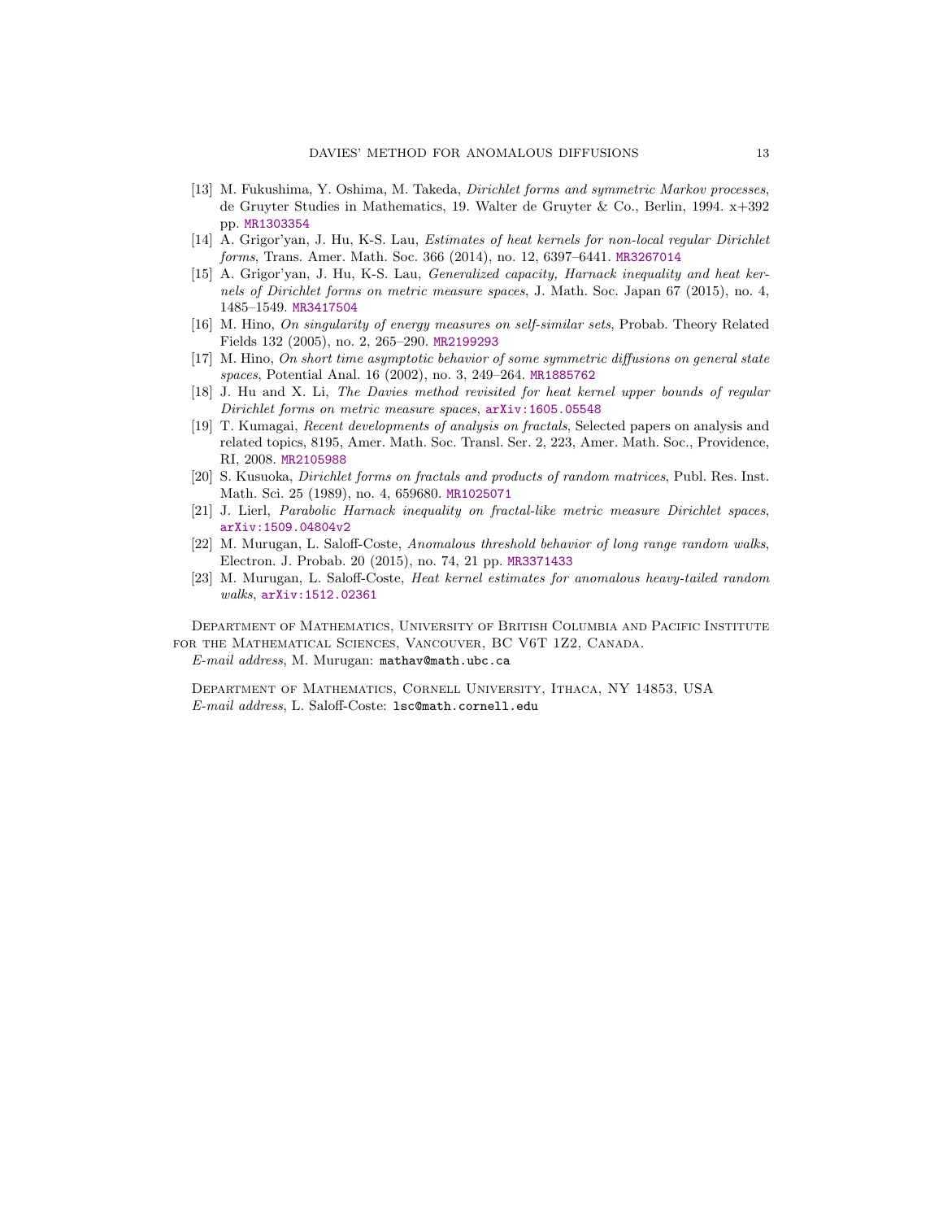[13] M. Fukushima, Y. Oshima, M. Takeda, *Dirichlet forms and symmetric Markov processes*, de Gruyter Studies in Mathematics, 19. Walter de Gruyter & Co., Berlin, 1994. x+392 pp. MR1303354

[14] A. Grigor'yan, J. Hu, K-S. Lau, *Estimates of heat kernels for non-local regular Dirichlet forms*, Trans. Amer. Math. Soc. 366 (2014), no. 12, 6397–6441. MR3267014

[15] A. Grigor'yan, J. Hu, K-S. Lau, *Generalized capacity, Harnack inequality and heat kernels of Dirichlet forms on metric measure spaces*, J. Math. Soc. Japan 67 (2015), no. 4, 1485–1549. MR3417504

[16] M. Hino, *On singularity of energy measures on self-similar sets*, Probab. Theory Related Fields 132 (2005), no. 2, 265–290. MR2199293

[17] M. Hino, *On short time asymptotic behavior of some symmetric diffusions on general state spaces*, Potential Anal. 16 (2002), no. 3, 249–264. MR1885762

[18] J. Hu and X. Li, *The Davies method revisited for heat kernel upper bounds of regular Dirichlet forms on metric measure spaces*, arXiv:1605.05548

[19] T. Kumagai, *Recent developments of analysis on fractals*, Selected papers on analysis and related topics, 8195, Amer. Math. Soc. Transl. Ser. 2, 223, Amer. Math. Soc., Providence, RI, 2008. MR2105988

[20] S. Kusuoka, *Dirichlet forms on fractals and products of random matrices*, Publ. Res. Inst. Math. Sci. 25 (1989), no. 4, 659680. MR1025071

[21] J. Lierl, *Parabolic Harnack inequality on fractal-like metric measure Dirichlet spaces*, arXiv:1509.04804v2

[22] M. Murugan, L. Saloff-Coste, *Anomalous threshold behavior of long range random walks*, Electron. J. Probab. 20 (2015), no. 74, 21 pp. MR3371433

[23] M. Murugan, L. Saloff-Coste, *Heat kernel estimates for anomalous heavy-tailed random walks*, arXiv:1512.02361

Department of Mathematics, University of British Columbia and Pacific Institute for the Mathematical Sciences, Vancouver, BC V6T 1Z2, Canada.
*E-mail address*, M. Murugan: mathav@math.ubc.ca

Department of Mathematics, Cornell University, Ithaca, NY 14853, USA
*E-mail address*, L. Saloff-Coste: lsc@math.cornell.edu